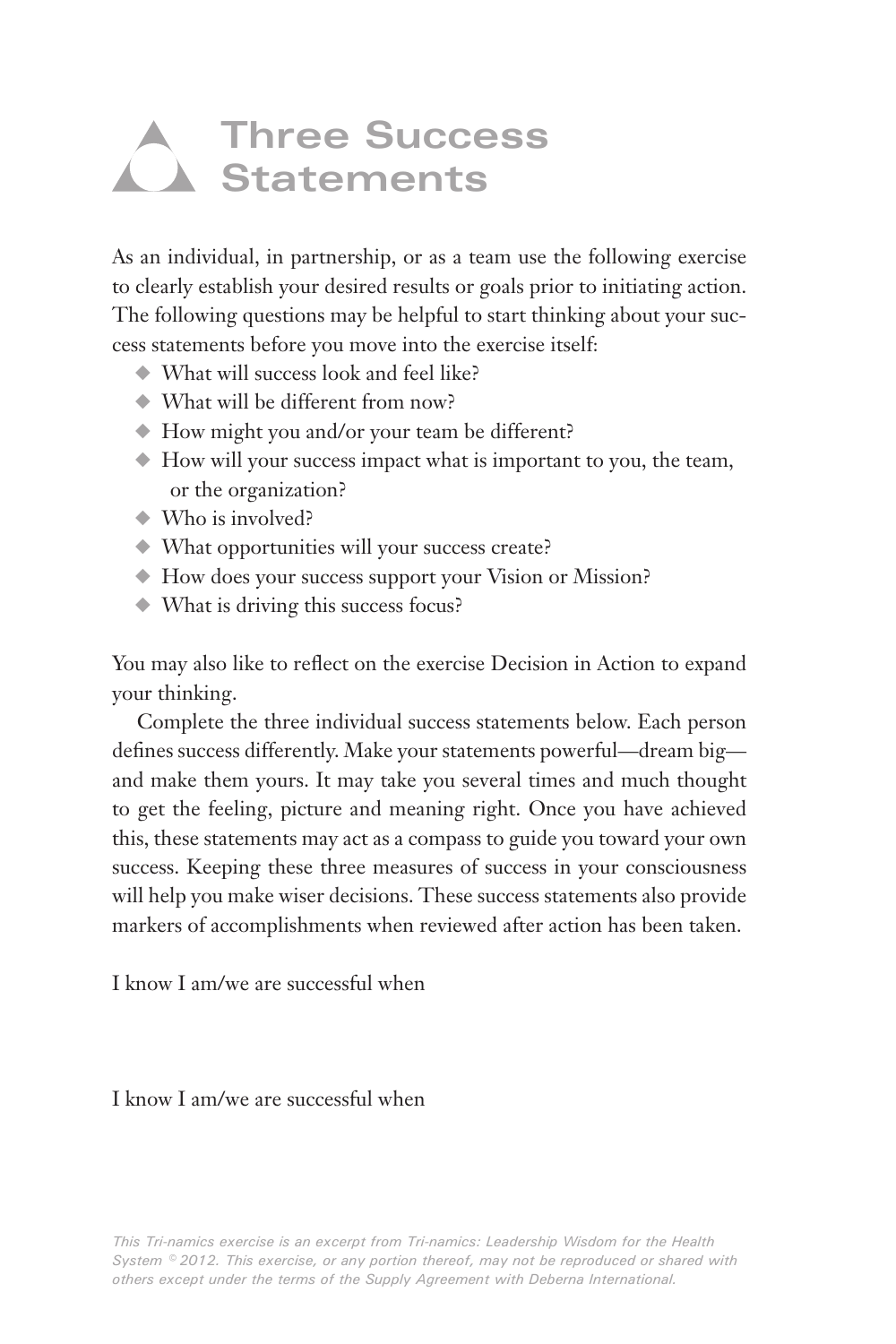# Three Success Statements

As an individual, in partnership, or as a team use the following exercise to clearly establish your desired results or goals prior to initiating action. The following questions may be helpful to start thinking about your success statements before you move into the exercise itself:

- What will success look and feel like?
- What will be different from now?
- How might you and/or your team be different?
- How will your success impact what is important to you, the team, or the organization?
- Who is involved?
- What opportunities will your success create?
- How does your success support your Vision or Mission?
- What is driving this success focus?

You may also like to reflect on the exercise Decision in Action to expand your thinking.

Complete the three individual success statements below. Each person defines success differently. Make your statements powerful—dream big—and make them yours. It may take you several times and much thought to get the feeling, picture and meaning right. Once you have achieved this, these statements may act as a compass to guide you toward your own success. Keeping these three measures of success in your consciousness will help you make wiser decisions. These success statements also provide markers of accomplishments when reviewed after action has been taken.

I know I am/we are successful when

I know I am/we are successful when

*This Tri-namics exercise is an excerpt from Tri-namics: Leadership Wisdom for the Health System © 2012. This exercise, or any portion thereof, may not be reproduced or shared with others except under the terms of the Supply Agreement with Deberna International.*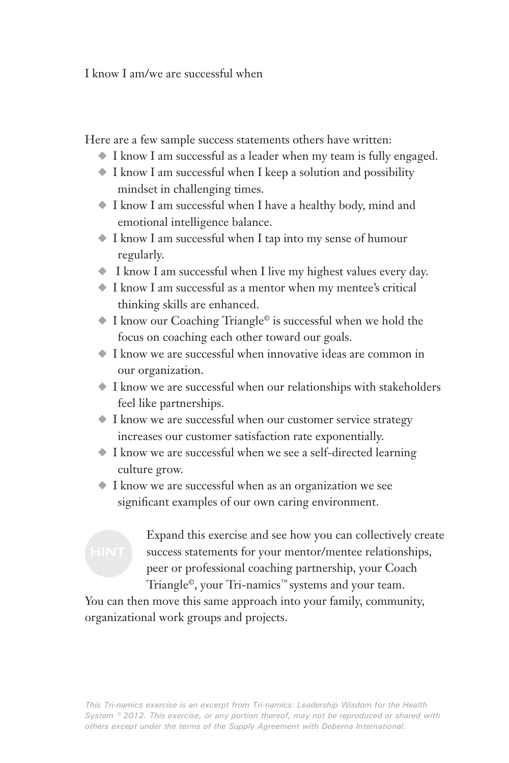I know I am/we are successful when

Here are a few sample success statements others have written:

- I know I am successful as a leader when my team is fully engaged.
- I know I am successful when I keep a solution and possibility mindset in challenging times.
- I know I am successful when I have a healthy body, mind and emotional intelligence balance.
- I know I am successful when I tap into my sense of humour regularly.
- I know I am successful when I live my highest values every day.
- I know I am successful as a mentor when my mentee's critical thinking skills are enhanced.
- I know our Coaching Triangle© is successful when we hold the focus on coaching each other toward our goals.
- I know we are successful when innovative ideas are common in our organization.
- I know we are successful when our relationships with stakeholders feel like partnerships.
- I know we are successful when our customer service strategy increases our customer satisfaction rate exponentially.
- I know we are successful when we see a self-directed learning culture grow.
- I know we are successful when as an organization we see significant examples of our own caring environment.

**HINT** Expand this exercise and see how you can collectively create success statements for your mentor/mentee relationships, peer or professional coaching partnership, your Coach Triangle©, your Tri-namics™ systems and your team. You can then move this same approach into your family, community, organizational work groups and projects.

*This Tri-namics exercise is an excerpt from Tri-namics: Leadership Wisdom for the Health System © 2012. This exercise, or any portion thereof, may not be reproduced or shared with others except under the terms of the Supply Agreement with Deberna International.*